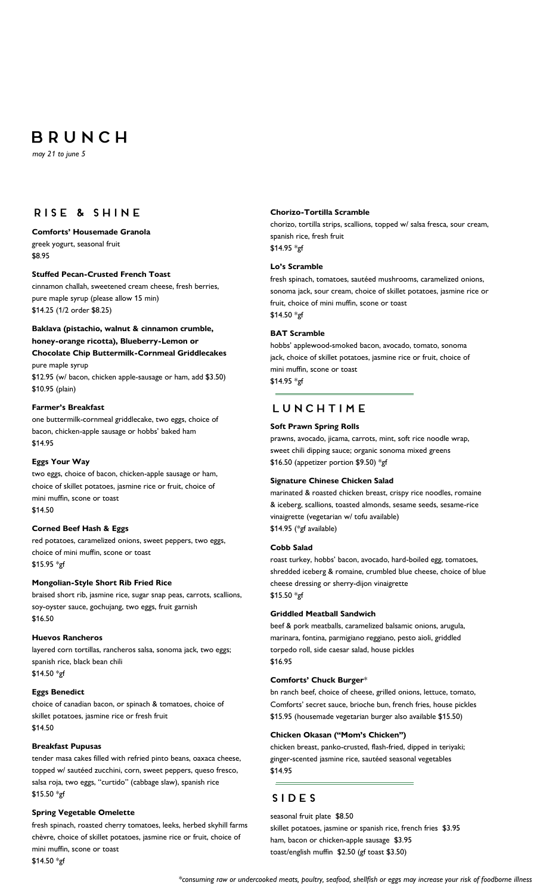# BRUNCH

*may 21 to june 5*

## RISE & SHINE

**Comforts' Housemade Granola**
greek yogurt, seasonal fruit
$8.95

**Stuffed Pecan-Crusted French Toast**
cinnamon challah, sweetened cream cheese, fresh berries, pure maple syrup (please allow 15 min)
$14.25 (1/2 order $8.25)

**Baklava (pistachio, walnut & cinnamon crumble, honey-orange ricotta), Blueberry-Lemon or Chocolate Chip Buttermilk-Cornmeal Griddlecakes**
pure maple syrup
$12.95 (w/ bacon, chicken apple-sausage or ham, add $3.50)
$10.95 (plain)

**Farmer's Breakfast**
one buttermilk-cornmeal griddlecake, two eggs, choice of bacon, chicken-apple sausage or hobbs' baked ham
$14.95

**Eggs Your Way**
two eggs, choice of bacon, chicken-apple sausage or ham, choice of skillet potatoes, jasmine rice or fruit, choice of mini muffin, scone or toast
$14.50

**Corned Beef Hash & Eggs**
red potatoes, caramelized onions, sweet peppers, two eggs, choice of mini muffin, scone or toast
$15.95 *gf

**Mongolian-Style Short Rib Fried Rice**
braised short rib, jasmine rice, sugar snap peas, carrots, scallions, soy-oyster sauce, gochujang, two eggs, fruit garnish
$16.50

**Huevos Rancheros**
layered corn tortillas, rancheros salsa, sonoma jack, two eggs; spanish rice, black bean chili
$14.50 *gf

**Eggs Benedict**
choice of canadian bacon, or spinach & tomatoes, choice of skillet potatoes, jasmine rice or fresh fruit
$14.50

**Breakfast Pupusas**
tender masa cakes filled with refried pinto beans, oaxaca cheese, topped w/ sautéed zucchini, corn, sweet peppers, queso fresco, salsa roja, two eggs, "curtido" (cabbage slaw), spanish rice
$15.50 *gf

**Spring Vegetable Omelette**
fresh spinach, roasted cherry tomatoes, leeks, herbed skyhill farms chèvre, choice of skillet potatoes, jasmine rice or fruit, choice of mini muffin, scone or toast
$14.50 *gf

**Chorizo-Tortilla Scramble**
chorizo, tortilla strips, scallions, topped w/ salsa fresca, sour cream, spanish rice, fresh fruit
$14.95 *gf

**Lo's Scramble**
fresh spinach, tomatoes, sautéed mushrooms, caramelized onions, sonoma jack, sour cream, choice of skillet potatoes, jasmine rice or fruit, choice of mini muffin, scone or toast
$14.50 *gf

**BAT Scramble**
hobbs' applewood-smoked bacon, avocado, tomato, sonoma jack, choice of skillet potatoes, jasmine rice or fruit, choice of mini muffin, scone or toast
$14.95 *gf

## LUNCHTIME

**Soft Prawn Spring Rolls**
prawns, avocado, jicama, carrots, mint, soft rice noodle wrap, sweet chili dipping sauce; organic sonoma mixed greens
$16.50 (appetizer portion $9.50) *gf

**Signature Chinese Chicken Salad**
marinated & roasted chicken breast, crispy rice noodles, romaine & iceberg, scallions, toasted almonds, sesame seeds, sesame-rice vinaigrette (vegetarian w/ tofu available)
$14.95 (*gf available)

**Cobb Salad**
roast turkey, hobbs' bacon, avocado, hard-boiled egg, tomatoes, shredded iceberg & romaine, crumbled blue cheese, choice of blue cheese dressing or sherry-dijon vinaigrette
$15.50 *gf

**Griddled Meatball Sandwich**
beef & pork meatballs, caramelized balsamic onions, arugula, marinara, fontina, parmigiano reggiano, pesto aioli, griddled torpedo roll, side caesar salad, house pickles
$16.95

**Comforts' Chuck Burger***
bn ranch beef, choice of cheese, grilled onions, lettuce, tomato, Comforts' secret sauce, brioche bun, french fries, house pickles
$15.95 (housemade vegetarian burger also available $15.50)

**Chicken Okasan ("Mom's Chicken")**
chicken breast, panko-crusted, flash-fried, dipped in teriyaki; ginger-scented jasmine rice, sautéed seasonal vegetables
$14.95

## SIDES

seasonal fruit plate $8.50
skillet potatoes, jasmine or spanish rice, french fries $3.95
ham, bacon or chicken-apple sausage $3.95
toast/english muffin $2.50 (gf toast $3.50)

*\*consuming raw or undercooked meats, poultry, seafood, shellfish or eggs may increase your risk of foodborne illness*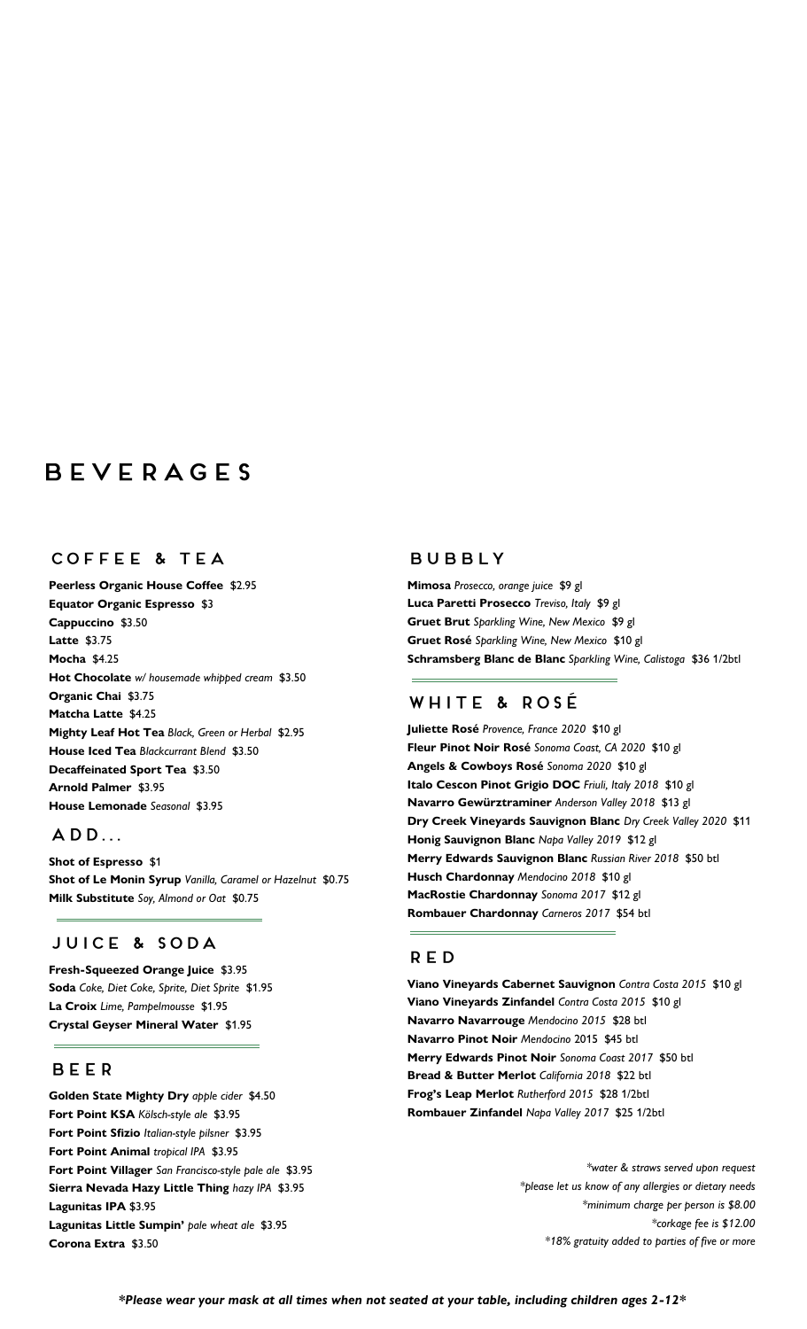# BEVERAGES

## COFFEE & TEA

**Peerless Organic House Coffee** $2.95
**Equator Organic Espresso** $3
**Cappuccino** $3.50
**Latte** $3.75
**Mocha** $4.25
**Hot Chocolate** *w/ housemade whipped cream* $3.50
**Organic Chai** $3.75
**Matcha Latte** $4.25
**Mighty Leaf Hot Tea** *Black, Green or Herbal* $2.95
**House Iced Tea** *Blackcurrant Blend* $3.50
**Decaffeinated Sport Tea** $3.50
**Arnold Palmer** $3.95
**House Lemonade** *Seasonal* $3.95

## ADD...

**Shot of Espresso** $1
**Shot of Le Monin Syrup** *Vanilla, Caramel or Hazelnut* $0.75
**Milk Substitute** *Soy, Almond or Oat* $0.75

## JUICE & SODA

**Fresh-Squeezed Orange Juice** $3.95
**Soda** *Coke, Diet Coke, Sprite, Diet Sprite* $1.95
**La Croix** *Lime, Pampelmousse* $1.95
**Crystal Geyser Mineral Water** $1.95

## BEER

**Golden State Mighty Dry** *apple cider* $4.50
**Fort Point KSA** *Kölsch-style ale* $3.95
**Fort Point Sfizio** *Italian-style pilsner* $3.95
**Fort Point Animal** *tropical IPA* $3.95
**Fort Point Villager** *San Francisco-style pale ale* $3.95
**Sierra Nevada Hazy Little Thing** *hazy IPA* $3.95
**Lagunitas IPA** $3.95
**Lagunitas Little Sumpin'** *pale wheat ale* $3.95
**Corona Extra** $3.50

## BUBBLY

**Mimosa** *Prosecco, orange juice* $9 gl
**Luca Paretti Prosecco** *Treviso, Italy* $9 gl
**Gruet Brut** *Sparkling Wine, New Mexico* $9 gl
**Gruet Rosé** *Sparkling Wine, New Mexico* $10 gl
**Schramsberg Blanc de Blanc** *Sparkling Wine, Calistoga* $36 1/2btl

## WHITE & ROSÉ

**Juliette Rosé** *Provence, France 2020* $10 gl
**Fleur Pinot Noir Rosé** *Sonoma Coast, CA 2020* $10 gl
**Angels & Cowboys Rosé** *Sonoma 2020* $10 gl
**Italo Cescon Pinot Grigio DOC** *Friuli, Italy 2018* $10 gl
**Navarro Gewürztraminer** *Anderson Valley 2018* $13 gl
**Dry Creek Vineyards Sauvignon Blanc** *Dry Creek Valley 2020* $11
**Honig Sauvignon Blanc** *Napa Valley 2019* $12 gl
**Merry Edwards Sauvignon Blanc** *Russian River 2018* $50 btl
**Husch Chardonnay** *Mendocino 2018* $10 gl
**MacRostie Chardonnay** *Sonoma 2017* $12 gl
**Rombauer Chardonnay** *Carneros 2017* $54 btl

## RED

**Viano Vineyards Cabernet Sauvignon** *Contra Costa 2015* $10 gl
**Viano Vineyards Zinfandel** *Contra Costa 2015* $10 gl
**Navarro Navarrouge** *Mendocino 2015* $28 btl
**Navarro Pinot Noir** *Mendocino* 2015 $45 btl
**Merry Edwards Pinot Noir** *Sonoma Coast 2017* $50 btl
**Bread & Butter Merlot** *California 2018* $22 btl
**Frog's Leap Merlot** *Rutherford 2015* $28 1/2btl
**Rombauer Zinfandel** *Napa Valley 2017* $25 1/2btl

*\*water & straws served upon request*
*\*please let us know of any allergies or dietary needs*
*\*minimum charge per person is $8.00*
*\*corkage fee is $12.00*
*\*18% gratuity added to parties of five or more*

***Please wear your mask at all times when not seated at your table, including children ages 2-12***